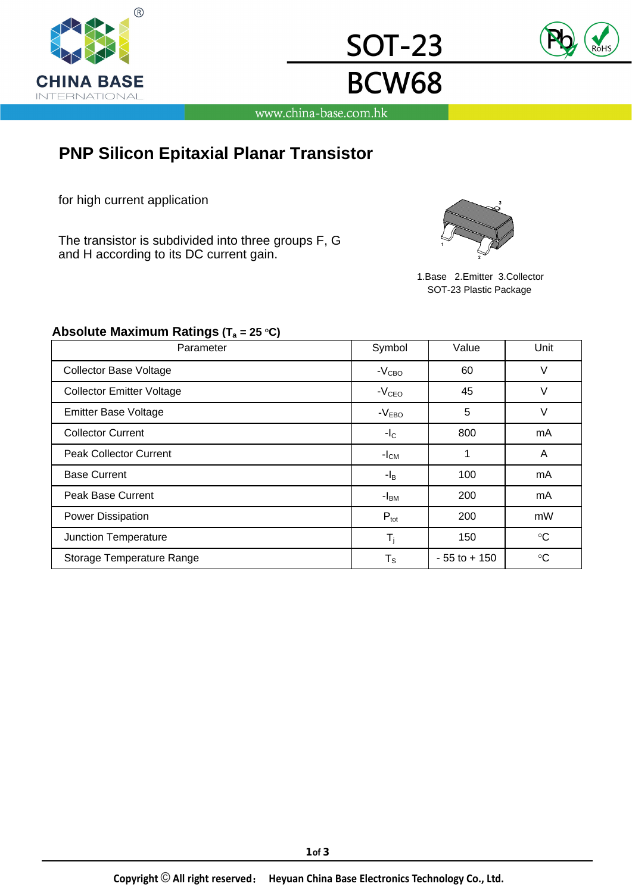# SOT-23

# BCW68

www.china-base.com.hk

## PNP Silicon Epitaxial Planar Transistor

for high current application

The transistor is subdivided into three groups F, G and H according to its DC current gain.

1.Base 2.Emitter 3.Collector
SOT-23 Plastic Package

### Absolute Maximum Ratings ($T_a$ = 25 °C)

| Parameter | Symbol | Value | Unit |
|---|---|---|---|
| Collector Base Voltage | $-V_{CBO}$ | 60 | V |
| Collector Emitter Voltage | $-V_{CEO}$ | 45 | V |
| Emitter Base Voltage | $-V_{EBO}$ | 5 | V |
| Collector Current | $-I_C$ | 800 | mA |
| Peak Collector Current | $-I_{CM}$ | 1 | A |
| Base Current | $-I_B$ | 100 | mA |
| Peak Base Current | $-I_{BM}$ | 200 | mA |
| Power Dissipation | $P_{tot}$ | 200 | mW |
| Junction Temperature | $T_j$ | 150 | °C |
| Storage Temperature Range | $T_S$ | - 55 to + 150 | °C |

Copyright © All right reserved： Heyuan China Base Electronics Technology Co., Ltd.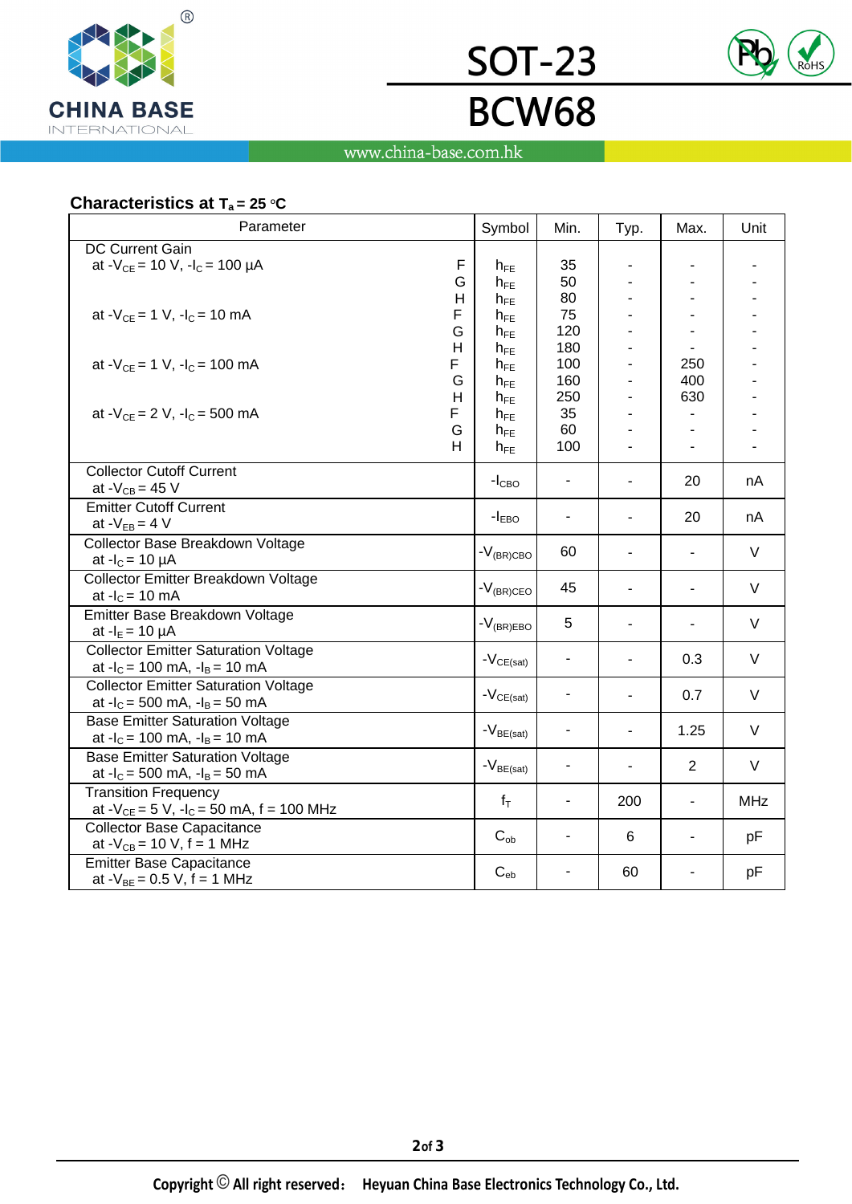# SOT-23

# BCW68

www.china-base.com.hk

**Characteristics at $T_a$ = 25 °C**

| Parameter | | Symbol | Min. | Typ. | Max. | Unit |
|---|---|---|---|---|---|---|
| DC Current Gain | | | | | | |
| at $-V_{CE}$ = 10 V, $-I_C$ = 100 µA | F | $h_{FE}$ | 35 | - | - | - |
| | G | $h_{FE}$ | 50 | - | - | - |
| | H | $h_{FE}$ | 80 | - | - | - |
| at $-V_{CE}$ = 1 V, $-I_C$ = 10 mA | F | $h_{FE}$ | 75 | - | - | - |
| | G | $h_{FE}$ | 120 | - | - | - |
| | H | $h_{FE}$ | 180 | - | - | - |
| at $-V_{CE}$ = 1 V, $-I_C$ = 100 mA | F | $h_{FE}$ | 100 | - | 250 | - |
| | G | $h_{FE}$ | 160 | - | 400 | - |
| | H | $h_{FE}$ | 250 | - | 630 | - |
| at $-V_{CE}$ = 2 V, $-I_C$ = 500 mA | F | $h_{FE}$ | 35 | - | - | - |
| | G | $h_{FE}$ | 60 | - | - | - |
| | H | $h_{FE}$ | 100 | - | - | - |
| Collector Cutoff Current at $-V_{CB}$ = 45 V | | $-I_{CBO}$ | - | - | 20 | nA |
| Emitter Cutoff Current at $-V_{EB}$ = 4 V | | $-I_{EBO}$ | - | - | 20 | nA |
| Collector Base Breakdown Voltage at $-I_C$ = 10 µA | | $-V_{(BR)CBO}$ | 60 | - | - | V |
| Collector Emitter Breakdown Voltage at $-I_C$ = 10 mA | | $-V_{(BR)CEO}$ | 45 | - | - | V |
| Emitter Base Breakdown Voltage at $-I_E$ = 10 µA | | $-V_{(BR)EBO}$ | 5 | - | - | V |
| Collector Emitter Saturation Voltage at $-I_C$ = 100 mA, $-I_B$ = 10 mA | | $-V_{CE(sat)}$ | - | - | 0.3 | V |
| Collector Emitter Saturation Voltage at $-I_C$ = 500 mA, $-I_B$ = 50 mA | | $-V_{CE(sat)}$ | - | - | 0.7 | V |
| Base Emitter Saturation Voltage at $-I_C$ = 100 mA, $-I_B$ = 10 mA | | $-V_{BE(sat)}$ | - | - | 1.25 | V |
| Base Emitter Saturation Voltage at $-I_C$ = 500 mA, $-I_B$ = 50 mA | | $-V_{BE(sat)}$ | - | - | 2 | V |
| Transition Frequency at $-V_{CE}$ = 5 V, $-I_C$ = 50 mA, f = 100 MHz | | $f_T$ | - | 200 | - | MHz |
| Collector Base Capacitance at $-V_{CB}$ = 10 V, f = 1 MHz | | $C_{ob}$ | - | 6 | - | pF |
| Emitter Base Capacitance at $-V_{BE}$ = 0.5 V, f = 1 MHz | | $C_{eb}$ | - | 60 | - | pF |

Copyright © All right reserved： Heyuan China Base Electronics Technology Co., Ltd.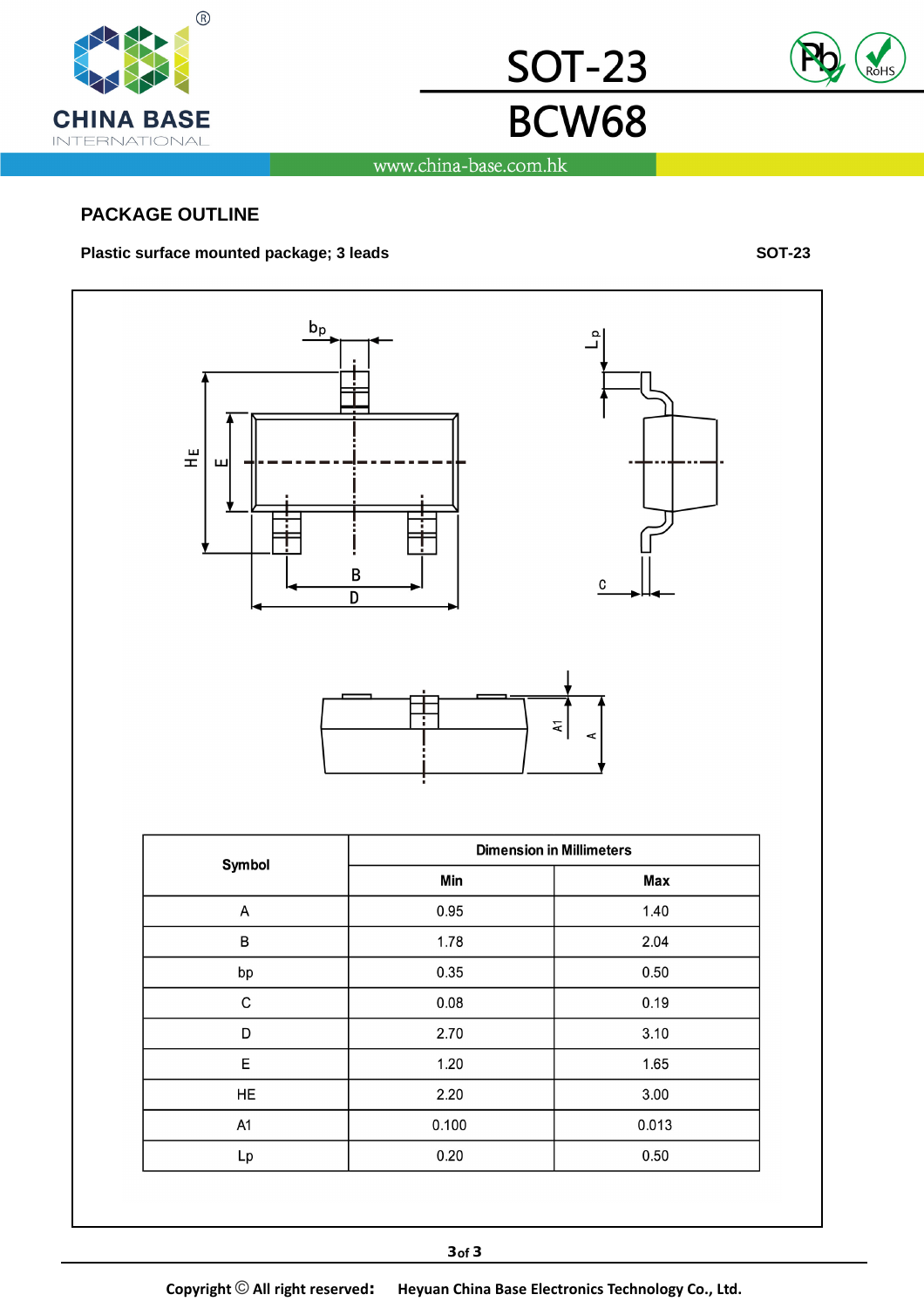# SOT-23
# BCW68

## PACKAGE OUTLINE

**Plastic surface mounted package; 3 leads** **SOT-23**

bp
Lp
HE
E
B
D
C
A1
A

| Symbol | Dimension in Millimeters | |
|---|---|---|
| | Min | Max |
| A | 0.95 | 1.40 |
| B | 1.78 | 2.04 |
| bp | 0.35 | 0.50 |
| C | 0.08 | 0.19 |
| D | 2.70 | 3.10 |
| E | 1.20 | 1.65 |
| HE | 2.20 | 3.00 |
| A1 | 0.100 | 0.013 |
| Lp | 0.20 | 0.50 |